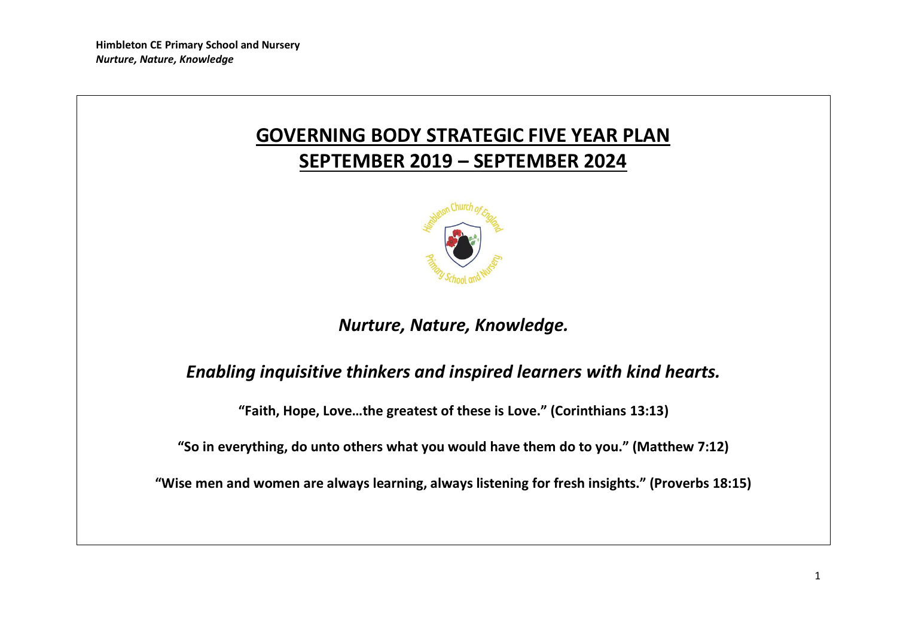**Himbleton CE Primary School and Nursery**
***Nurture, Nature, Knowledge***

# GOVERNING BODY STRATEGIC FIVE YEAR PLAN
# SEPTEMBER 2019 – SEPTEMBER 2024

***Nurture, Nature, Knowledge.***

***Enabling inquisitive thinkers and inspired learners with kind hearts.***

**"Faith, Hope, Love…the greatest of these is Love." (Corinthians 13:13)**

**"So in everything, do unto others what you would have them do to you." (Matthew 7:12)**

**"Wise men and women are always learning, always listening for fresh insights." (Proverbs 18:15)**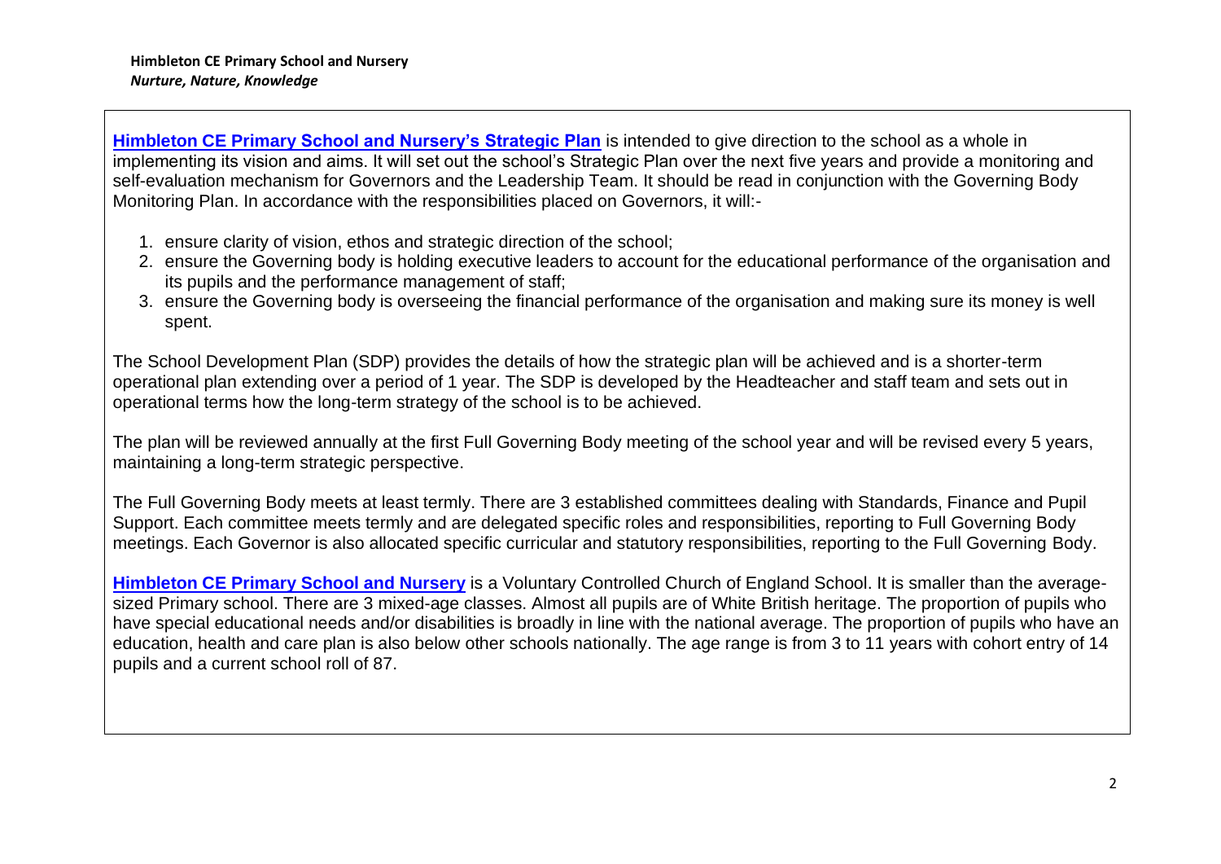**Himbleton CE Primary School and Nursery's Strategic Plan** is intended to give direction to the school as a whole in implementing its vision and aims. It will set out the school's Strategic Plan over the next five years and provide a monitoring and self-evaluation mechanism for Governors and the Leadership Team. It should be read in conjunction with the Governing Body Monitoring Plan. In accordance with the responsibilities placed on Governors, it will:-

1. ensure clarity of vision, ethos and strategic direction of the school;
2. ensure the Governing body is holding executive leaders to account for the educational performance of the organisation and its pupils and the performance management of staff;
3. ensure the Governing body is overseeing the financial performance of the organisation and making sure its money is well spent.

The School Development Plan (SDP) provides the details of how the strategic plan will be achieved and is a shorter-term operational plan extending over a period of 1 year. The SDP is developed by the Headteacher and staff team and sets out in operational terms how the long-term strategy of the school is to be achieved.

The plan will be reviewed annually at the first Full Governing Body meeting of the school year and will be revised every 5 years, maintaining a long-term strategic perspective.

The Full Governing Body meets at least termly. There are 3 established committees dealing with Standards, Finance and Pupil Support. Each committee meets termly and are delegated specific roles and responsibilities, reporting to Full Governing Body meetings. Each Governor is also allocated specific curricular and statutory responsibilities, reporting to the Full Governing Body.

**Himbleton CE Primary School and Nursery** is a Voluntary Controlled Church of England School. It is smaller than the average-sized Primary school. There are 3 mixed-age classes. Almost all pupils are of White British heritage. The proportion of pupils who have special educational needs and/or disabilities is broadly in line with the national average. The proportion of pupils who have an education, health and care plan is also below other schools nationally. The age range is from 3 to 11 years with cohort entry of 14 pupils and a current school roll of 87.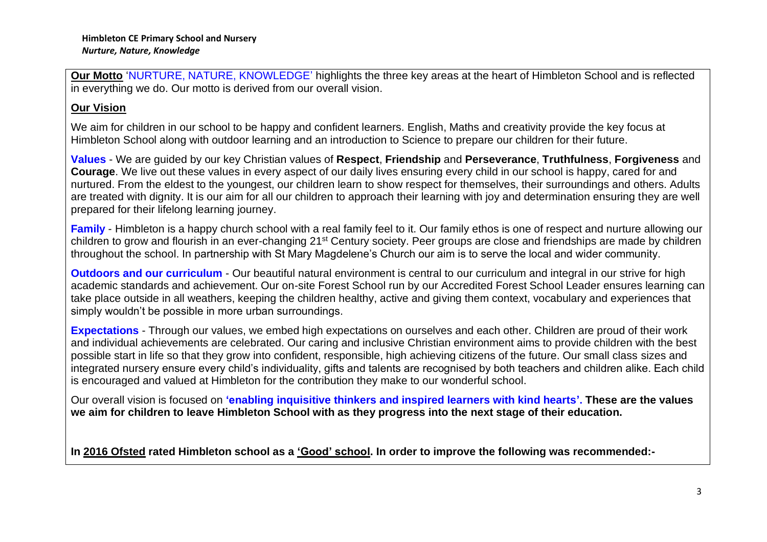**Our Motto** 'NURTURE, NATURE, KNOWLEDGE' highlights the three key areas at the heart of Himbleton School and is reflected in everything we do. Our motto is derived from our overall vision.

## Our Vision

We aim for children in our school to be happy and confident learners. English, Maths and creativity provide the key focus at Himbleton School along with outdoor learning and an introduction to Science to prepare our children for their future.

**Values** - We are guided by our key Christian values of **Respect**, **Friendship** and **Perseverance**, **Truthfulness**, **Forgiveness** and **Courage**. We live out these values in every aspect of our daily lives ensuring every child in our school is happy, cared for and nurtured. From the eldest to the youngest, our children learn to show respect for themselves, their surroundings and others. Adults are treated with dignity. It is our aim for all our children to approach their learning with joy and determination ensuring they are well prepared for their lifelong learning journey.

**Family** - Himbleton is a happy church school with a real family feel to it. Our family ethos is one of respect and nurture allowing our children to grow and flourish in an ever-changing 21st Century society. Peer groups are close and friendships are made by children throughout the school. In partnership with St Mary Magdelene's Church our aim is to serve the local and wider community.

**Outdoors and our curriculum** - Our beautiful natural environment is central to our curriculum and integral in our strive for high academic standards and achievement. Our on-site Forest School run by our Accredited Forest School Leader ensures learning can take place outside in all weathers, keeping the children healthy, active and giving them context, vocabulary and experiences that simply wouldn't be possible in more urban surroundings.

**Expectations** - Through our values, we embed high expectations on ourselves and each other. Children are proud of their work and individual achievements are celebrated. Our caring and inclusive Christian environment aims to provide children with the best possible start in life so that they grow into confident, responsible, high achieving citizens of the future. Our small class sizes and integrated nursery ensure every child's individuality, gifts and talents are recognised by both teachers and children alike. Each child is encouraged and valued at Himbleton for the contribution they make to our wonderful school.

Our overall vision is focused on **'enabling inquisitive thinkers and inspired learners with kind hearts'. These are the values we aim for children to leave Himbleton School with as they progress into the next stage of their education.**

**In 2016 Ofsted rated Himbleton school as a 'Good' school. In order to improve the following was recommended:-**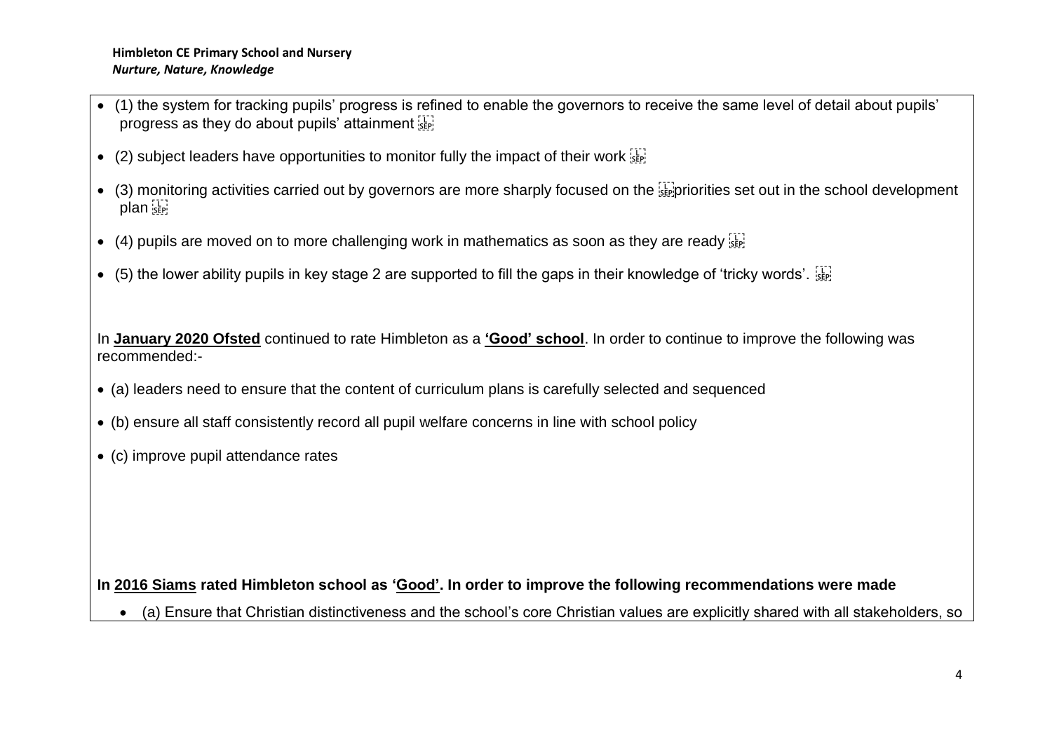- (1) the system for tracking pupils' progress is refined to enable the governors to receive the same level of detail about pupils' progress as they do about pupils' attainment
- (2) subject leaders have opportunities to monitor fully the impact of their work
- (3) monitoring activities carried out by governors are more sharply focused on the priorities set out in the school development plan
- (4) pupils are moved on to more challenging work in mathematics as soon as they are ready
- (5) the lower ability pupils in key stage 2 are supported to fill the gaps in their knowledge of 'tricky words'.

In **January 2020 Ofsted** continued to rate Himbleton as a **'Good' school**. In order to continue to improve the following was recommended:-

- (a) leaders need to ensure that the content of curriculum plans is carefully selected and sequenced
- (b) ensure all staff consistently record all pupil welfare concerns in line with school policy
- (c) improve pupil attendance rates

**In 2016 Siams rated Himbleton school as 'Good'. In order to improve the following recommendations were made**

- (a) Ensure that Christian distinctiveness and the school's core Christian values are explicitly shared with all stakeholders, so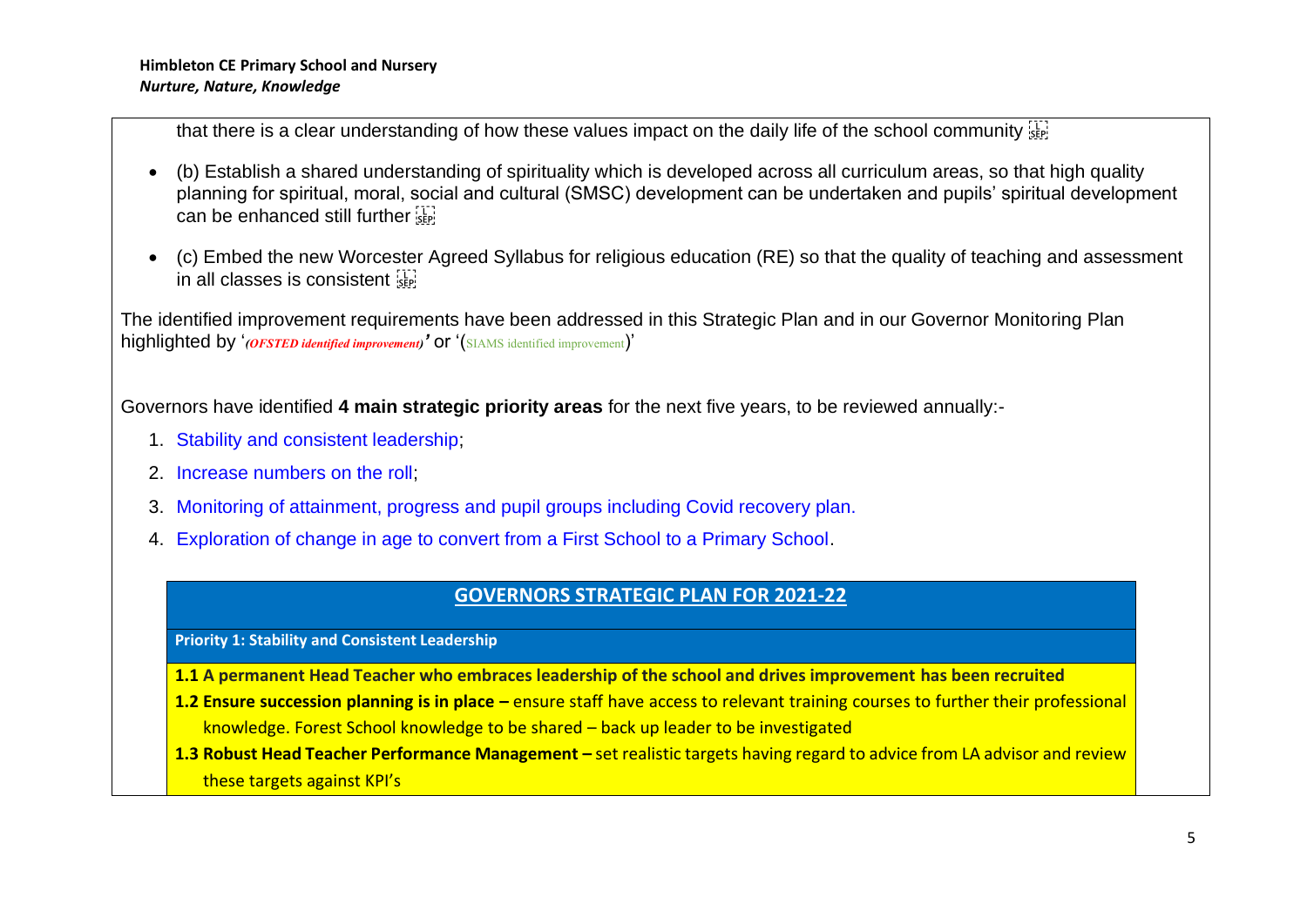that there is a clear understanding of how these values impact on the daily life of the school community

- (b) Establish a shared understanding of spirituality which is developed across all curriculum areas, so that high quality planning for spiritual, moral, social and cultural (SMSC) development can be undertaken and pupils' spiritual development can be enhanced still further

- (c) Embed the new Worcester Agreed Syllabus for religious education (RE) so that the quality of teaching and assessment in all classes is consistent

The identified improvement requirements have been addressed in this Strategic Plan and in our Governor Monitoring Plan highlighted by '*(OFSTED identified improvement)*' or '(SIAMS identified improvement)'

Governors have identified **4 main strategic priority areas** for the next five years, to be reviewed annually:-

1. Stability and consistent leadership;
2. Increase numbers on the roll;
3. Monitoring of attainment, progress and pupil groups including Covid recovery plan.
4. Exploration of change in age to convert from a First School to a Primary School.

## GOVERNORS STRATEGIC PLAN FOR 2021-22

**Priority 1: Stability and Consistent Leadership**

**1.1 A permanent Head Teacher who embraces leadership of the school and drives improvement has been recruited**

**1.2 Ensure succession planning is in place –** ensure staff have access to relevant training courses to further their professional knowledge. Forest School knowledge to be shared – back up leader to be investigated

**1.3 Robust Head Teacher Performance Management –** set realistic targets having regard to advice from LA advisor and review these targets against KPI's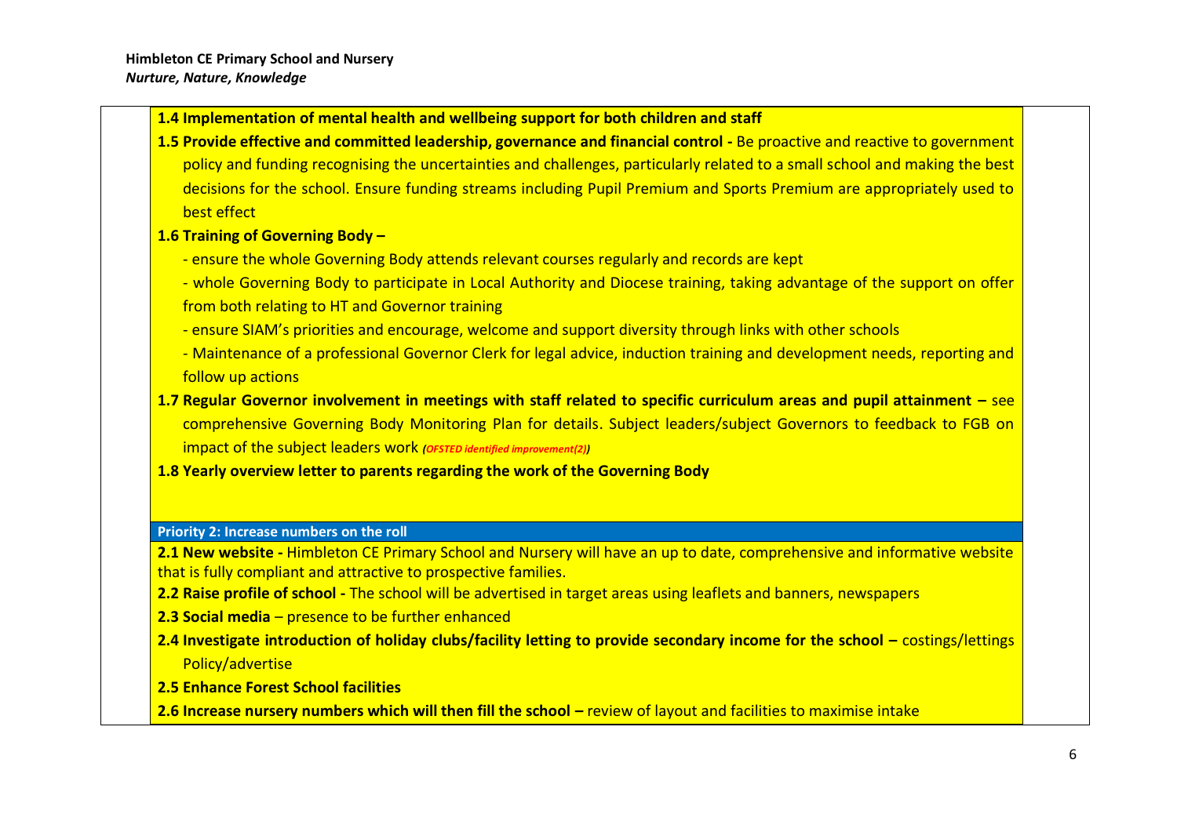**1.4 Implementation of mental health and wellbeing support for both children and staff**

**1.5 Provide effective and committed leadership, governance and financial control -** Be proactive and reactive to government policy and funding recognising the uncertainties and challenges, particularly related to a small school and making the best decisions for the school. Ensure funding streams including Pupil Premium and Sports Premium are appropriately used to best effect

**1.6 Training of Governing Body –**

- ensure the whole Governing Body attends relevant courses regularly and records are kept
- whole Governing Body to participate in Local Authority and Diocese training, taking advantage of the support on offer from both relating to HT and Governor training
- ensure SIAM's priorities and encourage, welcome and support diversity through links with other schools
- Maintenance of a professional Governor Clerk for legal advice, induction training and development needs, reporting and follow up actions

**1.7 Regular Governor involvement in meetings with staff related to specific curriculum areas and pupil attainment –** see comprehensive Governing Body Monitoring Plan for details. Subject leaders/subject Governors to feedback to FGB on impact of the subject leaders work *(OFSTED identified improvement(2))*

**1.8 Yearly overview letter to parents regarding the work of the Governing Body**

## Priority 2: Increase numbers on the roll

**2.1 New website -** Himbleton CE Primary School and Nursery will have an up to date, comprehensive and informative website that is fully compliant and attractive to prospective families.

**2.2 Raise profile of school -** The school will be advertised in target areas using leaflets and banners, newspapers

**2.3 Social media** – presence to be further enhanced

**2.4 Investigate introduction of holiday clubs/facility letting to provide secondary income for the school –** costings/lettings Policy/advertise

**2.5 Enhance Forest School facilities**

**2.6 Increase nursery numbers which will then fill the school –** review of layout and facilities to maximise intake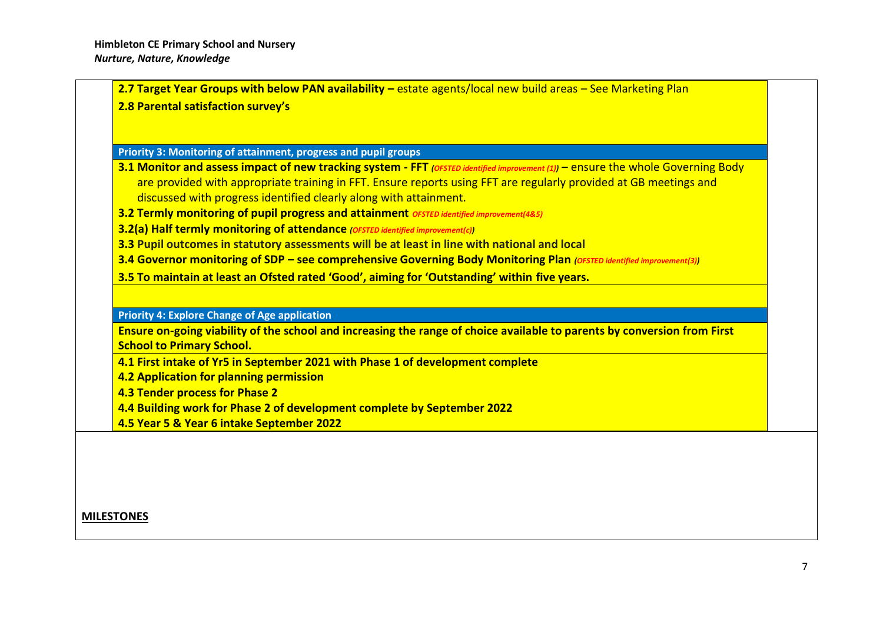**2.7 Target Year Groups with below PAN availability –** estate agents/local new build areas – See Marketing Plan

**2.8 Parental satisfaction survey's**

**Priority 3: Monitoring of attainment, progress and pupil groups**

**3.1 Monitor and assess impact of new tracking system - FFT** *(OFSTED identified improvement (1))* **–** ensure the whole Governing Body are provided with appropriate training in FFT. Ensure reports using FFT are regularly provided at GB meetings and discussed with progress identified clearly along with attainment.

**3.2 Termly monitoring of pupil progress and attainment** *OFSTED identified improvement(4&5)*

**3.2(a) Half termly monitoring of attendance** *(OFSTED identified improvement(c))*

**3.3 Pupil outcomes in statutory assessments will be at least in line with national and local**

**3.4 Governor monitoring of SDP – see comprehensive Governing Body Monitoring Plan** *(OFSTED identified improvement(3))*

**3.5 To maintain at least an Ofsted rated 'Good', aiming for 'Outstanding' within five years.**

**Priority 4: Explore Change of Age application**

**Ensure on-going viability of the school and increasing the range of choice available to parents by conversion from First School to Primary School.**

**4.1 First intake of Yr5 in September 2021 with Phase 1 of development complete**

**4.2 Application for planning permission**

**4.3 Tender process for Phase 2**

**4.4 Building work for Phase 2 of development complete by September 2022**

**4.5 Year 5 & Year 6 intake September 2022**

**MILESTONES**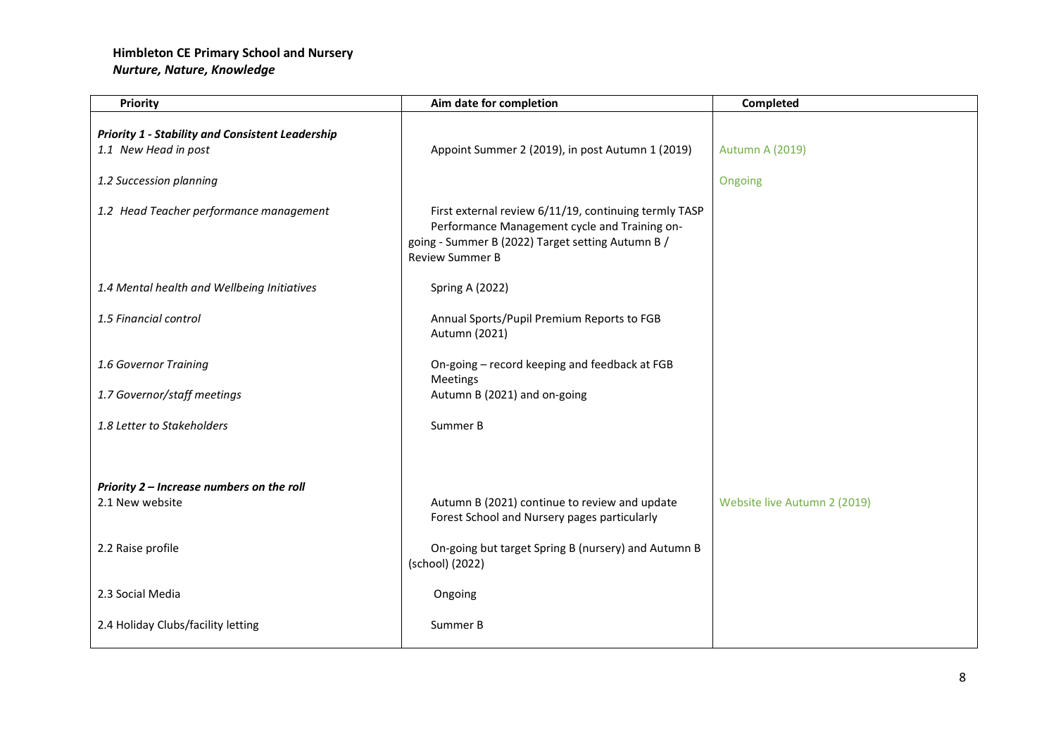**Himbleton CE Primary School and Nursery**
***Nurture, Nature, Knowledge***

| Priority | Aim date for completion | Completed |
|---|---|---|
| ***Priority 1 - Stability and Consistent Leadership*** | | |
| *1.1 New Head in post* | Appoint Summer 2 (2019), in post Autumn 1 (2019) | Autumn A (2019) |
| *1.2 Succession planning* | | Ongoing |
| *1.2 Head Teacher performance management* | First external review 6/11/19, continuing termly TASP Performance Management cycle and Training on-going - Summer B (2022) Target setting Autumn B / Review Summer B | |
| *1.4 Mental health and Wellbeing Initiatives* | Spring A (2022) | |
| *1.5 Financial control* | Annual Sports/Pupil Premium Reports to FGB Autumn (2021) | |
| *1.6 Governor Training* | On-going – record keeping and feedback at FGB Meetings | |
| *1.7 Governor/staff meetings* | Autumn B (2021) and on-going | |
| *1.8 Letter to Stakeholders* | Summer B | |
| ***Priority 2 – Increase numbers on the roll*** | | |
| 2.1 New website | Autumn B (2021) continue to review and update Forest School and Nursery pages particularly | Website live Autumn 2 (2019) |
| 2.2 Raise profile | On-going but target Spring B (nursery) and Autumn B (school) (2022) | |
| 2.3 Social Media | Ongoing | |
| 2.4 Holiday Clubs/facility letting | Summer B | |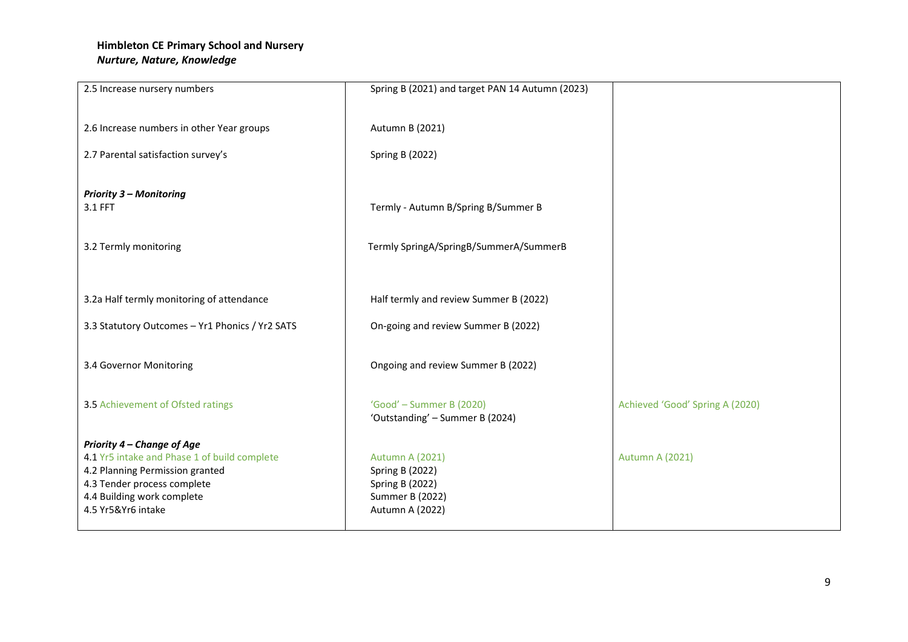**Himbleton CE Primary School and Nursery**
***Nurture, Nature, Knowledge***

| | | |
|---|---|---|
| 2.5 Increase nursery numbers | Spring B (2021) and target PAN 14 Autumn (2023) | |
| 2.6 Increase numbers in other Year groups | Autumn B (2021) | |
| 2.7 Parental satisfaction survey's | Spring B (2022) | |
| ***Priority 3 – Monitoring*** | | |
| 3.1 FFT | Termly - Autumn B/Spring B/Summer B | |
| 3.2 Termly monitoring | Termly SpringA/SpringB/SummerA/SummerB | |
| 3.2a Half termly monitoring of attendance | Half termly and review Summer B (2022) | |
| 3.3 Statutory Outcomes – Yr1 Phonics / Yr2 SATS | On-going and review Summer B (2022) | |
| 3.4 Governor Monitoring | Ongoing and review Summer B (2022) | |
| 3.5 Achievement of Ofsted ratings | 'Good' – Summer B (2020)<br>'Outstanding' – Summer B (2024) | Achieved 'Good' Spring A (2020) |
| ***Priority 4 – Change of Age*** | | |
| 4.1 Yr5 intake and Phase 1 of build complete | Autumn A (2021) | Autumn A (2021) |
| 4.2 Planning Permission granted | Spring B (2022) | |
| 4.3 Tender process complete | Spring B (2022) | |
| 4.4 Building work complete | Summer B (2022) | |
| 4.5 Yr5&Yr6 intake | Autumn A (2022) | |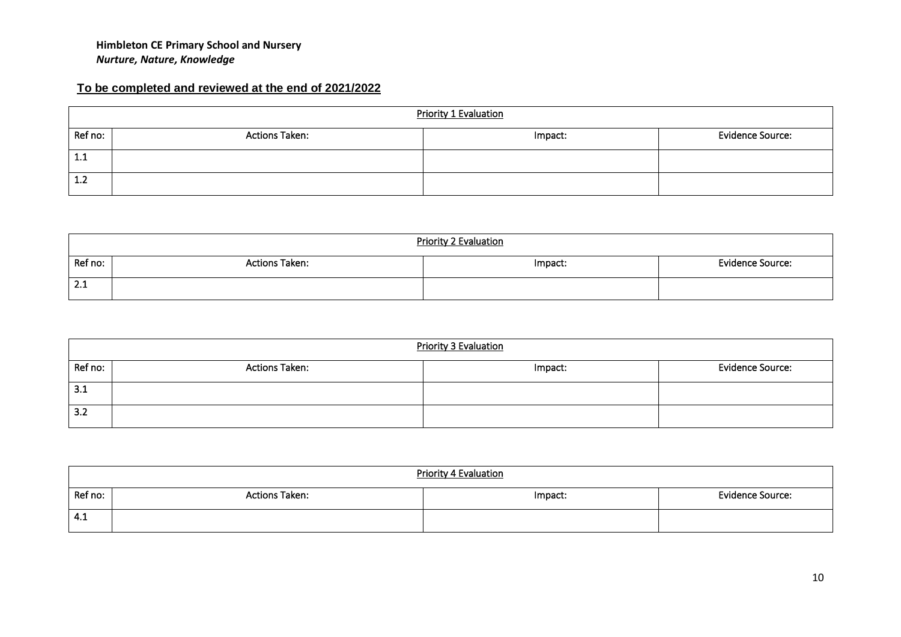**Himbleton CE Primary School and Nursery**
***Nurture, Nature, Knowledge***

## To be completed and reviewed at the end of 2021/2022

| Priority 1 Evaluation | | | |
|---|---|---|---|
| Ref no: | Actions Taken: | Impact: | Evidence Source: |
| 1.1 | | | |
| 1.2 | | | |

| Priority 2 Evaluation | | | |
|---|---|---|---|
| Ref no: | Actions Taken: | Impact: | Evidence Source: |
| 2.1 | | | |

| Priority 3 Evaluation | | | |
|---|---|---|---|
| Ref no: | Actions Taken: | Impact: | Evidence Source: |
| 3.1 | | | |
| 3.2 | | | |

| Priority 4 Evaluation | | | |
|---|---|---|---|
| Ref no: | Actions Taken: | Impact: | Evidence Source: |
| 4.1 | | | |